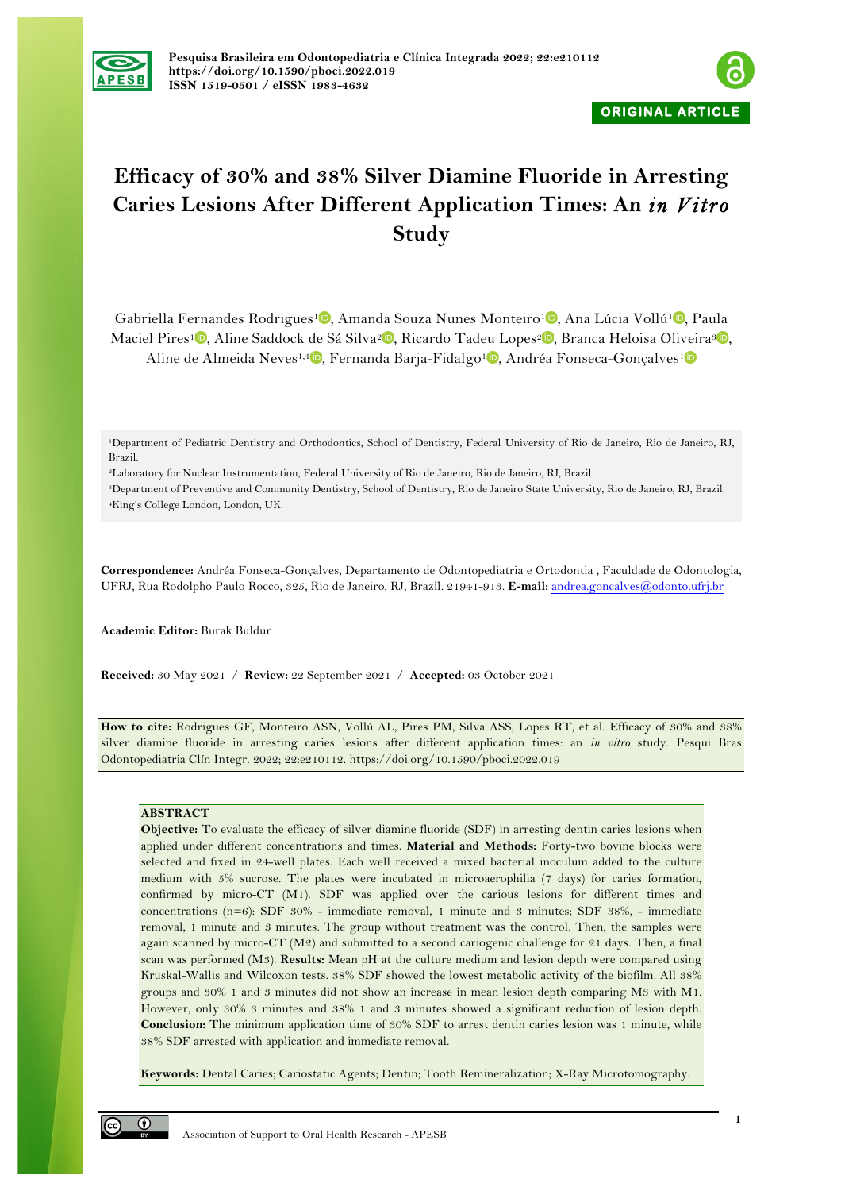ORIGINAL ARTICLE

# Efficacy of 30% and 38% Silver Diamine Fluoride in Arresting Caries Lesions After Different Application Times: An *in Vitro* Study

Gabriella Fernandes Rodrigues[1], Amanda Souza Nunes Monteiro[1], Ana Lúcia Vollú[1], Paula Maciel Pires[1], Aline Saddock de Sá Silva[2], Ricardo Tadeu Lopes[2], Branca Heloisa Oliveira[3], Aline de Almeida Neves[1,4], Fernanda Barja-Fidalgo[1], Andréa Fonseca-Gonçalves[1]

[1]Department of Pediatric Dentistry and Orthodontics, School of Dentistry, Federal University of Rio de Janeiro, Rio de Janeiro, RJ, Brazil.

[2]Laboratory for Nuclear Instrumentation, Federal University of Rio de Janeiro, Rio de Janeiro, RJ, Brazil.

[3]Department of Preventive and Community Dentistry, School of Dentistry, Rio de Janeiro State University, Rio de Janeiro, RJ, Brazil.

[4]King's College London, London, UK.

**Correspondence:** Andréa Fonseca-Gonçalves, Departamento de Odontopediatria e Ortodontia , Faculdade de Odontologia, UFRJ, Rua Rodolpho Paulo Rocco, 325, Rio de Janeiro, RJ, Brazil. 21941-913. **E-mail:** andrea.goncalves@odonto.ufrj.br

**Academic Editor:** Burak Buldur

**Received:** 30 May 2021 / **Review:** 22 September 2021 / **Accepted:** 03 October 2021

**How to cite:** Rodrigues GF, Monteiro ASN, Vollú AL, Pires PM, Silva ASS, Lopes RT, et al. Efficacy of 30% and 38% silver diamine fluoride in arresting caries lesions after different application times: an *in vitro* study. Pesqui Bras Odontopediatria Clín Integr. 2022; 22:e210112. https://doi.org/10.1590/pboci.2022.019

## ABSTRACT

**Objective:** To evaluate the efficacy of silver diamine fluoride (SDF) in arresting dentin caries lesions when applied under different concentrations and times. **Material and Methods:** Forty-two bovine blocks were selected and fixed in 24-well plates. Each well received a mixed bacterial inoculum added to the culture medium with 5% sucrose. The plates were incubated in microaerophilia (7 days) for caries formation, confirmed by micro-CT (M1). SDF was applied over the carious lesions for different times and concentrations (n=6): SDF 30% - immediate removal, 1 minute and 3 minutes; SDF 38%, - immediate removal, 1 minute and 3 minutes. The group without treatment was the control. Then, the samples were again scanned by micro-CT (M2) and submitted to a second cariogenic challenge for 21 days. Then, a final scan was performed (M3). **Results:** Mean pH at the culture medium and lesion depth were compared using Kruskal-Wallis and Wilcoxon tests. 38% SDF showed the lowest metabolic activity of the biofilm. All 38% groups and 30% 1 and 3 minutes did not show an increase in mean lesion depth comparing M3 with M1. However, only 30% 3 minutes and 38% 1 and 3 minutes showed a significant reduction of lesion depth. **Conclusion:** The minimum application time of 30% SDF to arrest dentin caries lesion was 1 minute, while 38% SDF arrested with application and immediate removal.

**Keywords:** Dental Caries; Cariostatic Agents; Dentin; Tooth Remineralization; X-Ray Microtomography.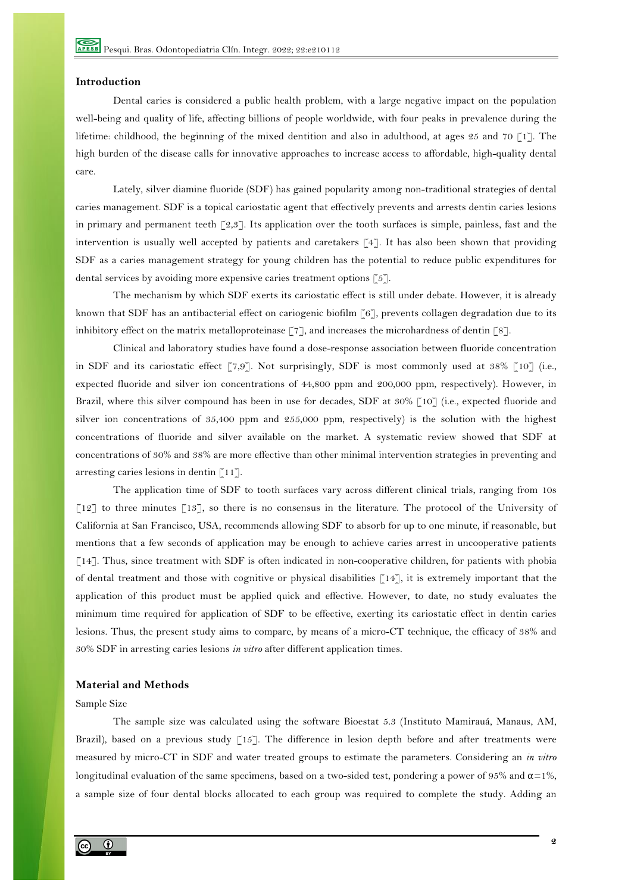## Introduction

Dental caries is considered a public health problem, with a large negative impact on the population well-being and quality of life, affecting billions of people worldwide, with four peaks in prevalence during the lifetime: childhood, the beginning of the mixed dentition and also in adulthood, at ages 25 and 70 [1]. The high burden of the disease calls for innovative approaches to increase access to affordable, high-quality dental care.

Lately, silver diamine fluoride (SDF) has gained popularity among non-traditional strategies of dental caries management. SDF is a topical cariostatic agent that effectively prevents and arrests dentin caries lesions in primary and permanent teeth [2,3]. Its application over the tooth surfaces is simple, painless, fast and the intervention is usually well accepted by patients and caretakers [4]. It has also been shown that providing SDF as a caries management strategy for young children has the potential to reduce public expenditures for dental services by avoiding more expensive caries treatment options [5].

The mechanism by which SDF exerts its cariostatic effect is still under debate. However, it is already known that SDF has an antibacterial effect on cariogenic biofilm [6], prevents collagen degradation due to its inhibitory effect on the matrix metalloproteinase [7], and increases the microhardness of dentin [8].

Clinical and laboratory studies have found a dose-response association between fluoride concentration in SDF and its cariostatic effect [7,9]. Not surprisingly, SDF is most commonly used at 38% [10] (i.e., expected fluoride and silver ion concentrations of 44,800 ppm and 200,000 ppm, respectively). However, in Brazil, where this silver compound has been in use for decades, SDF at 30% [10] (i.e., expected fluoride and silver ion concentrations of 35,400 ppm and 255,000 ppm, respectively) is the solution with the highest concentrations of fluoride and silver available on the market. A systematic review showed that SDF at concentrations of 30% and 38% are more effective than other minimal intervention strategies in preventing and arresting caries lesions in dentin [11].

The application time of SDF to tooth surfaces vary across different clinical trials, ranging from 10s [12] to three minutes [13], so there is no consensus in the literature. The protocol of the University of California at San Francisco, USA, recommends allowing SDF to absorb for up to one minute, if reasonable, but mentions that a few seconds of application may be enough to achieve caries arrest in uncooperative patients [14]. Thus, since treatment with SDF is often indicated in non-cooperative children, for patients with phobia of dental treatment and those with cognitive or physical disabilities [14], it is extremely important that the application of this product must be applied quick and effective. However, to date, no study evaluates the minimum time required for application of SDF to be effective, exerting its cariostatic effect in dentin caries lesions. Thus, the present study aims to compare, by means of a micro-CT technique, the efficacy of 38% and 30% SDF in arresting caries lesions *in vitro* after different application times.

## Material and Methods

Sample Size

The sample size was calculated using the software Bioestat 5.3 (Instituto Mamirauá, Manaus, AM, Brazil), based on a previous study [15]. The difference in lesion depth before and after treatments were measured by micro-CT in SDF and water treated groups to estimate the parameters. Considering an *in vitro* longitudinal evaluation of the same specimens, based on a two-sided test, pondering a power of 95% and $\alpha$=1%, a sample size of four dental blocks allocated to each group was required to complete the study. Adding an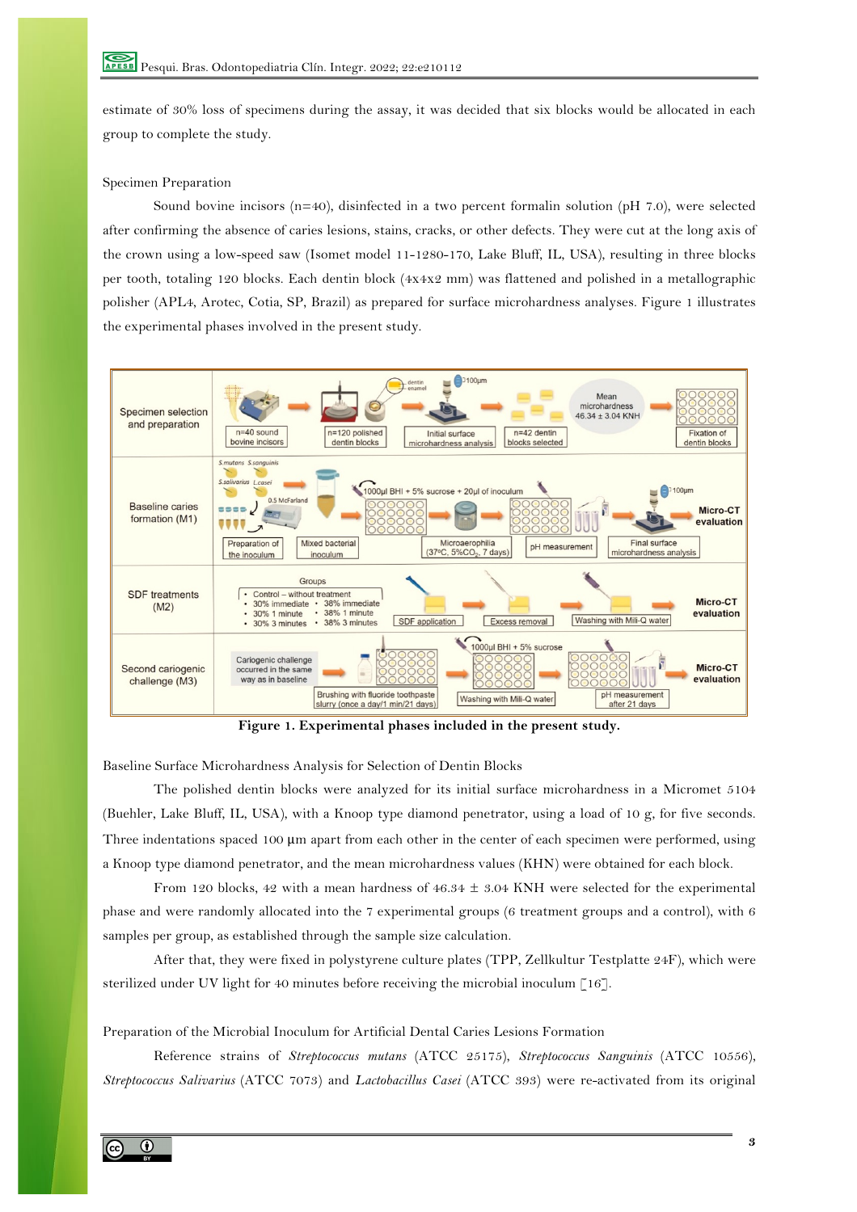estimate of 30% loss of specimens during the assay, it was decided that six blocks would be allocated in each group to complete the study.

Specimen Preparation

Sound bovine incisors (n=40), disinfected in a two percent formalin solution (pH 7.0), were selected after confirming the absence of caries lesions, stains, cracks, or other defects. They were cut at the long axis of the crown using a low-speed saw (Isomet model 11-1280-170, Lake Bluff, IL, USA), resulting in three blocks per tooth, totaling 120 blocks. Each dentin block (4x4x2 mm) was flattened and polished in a metallographic polisher (APL4, Arotec, Cotia, SP, Brazil) as prepared for surface microhardness analyses. Figure 1 illustrates the experimental phases involved in the present study.

**Figure 1. Experimental phases included in the present study.**

Baseline Surface Microhardness Analysis for Selection of Dentin Blocks

The polished dentin blocks were analyzed for its initial surface microhardness in a Micromet 5104 (Buehler, Lake Bluff, IL, USA), with a Knoop type diamond penetrator, using a load of 10 g, for five seconds. Three indentations spaced 100 µm apart from each other in the center of each specimen were performed, using a Knoop type diamond penetrator, and the mean microhardness values (KHN) were obtained for each block.

From 120 blocks, 42 with a mean hardness of 46.34 ± 3.04 KNH were selected for the experimental phase and were randomly allocated into the 7 experimental groups (6 treatment groups and a control), with 6 samples per group, as established through the sample size calculation.

After that, they were fixed in polystyrene culture plates (TPP, Zellkultur Testplatte 24F), which were sterilized under UV light for 40 minutes before receiving the microbial inoculum [16].

Preparation of the Microbial Inoculum for Artificial Dental Caries Lesions Formation

Reference strains of *Streptococcus mutans* (ATCC 25175), *Streptococcus Sanguinis* (ATCC 10556), *Streptococcus Salivarius* (ATCC 7073) and *Lactobacillus Casei* (ATCC 393) were re-activated from its original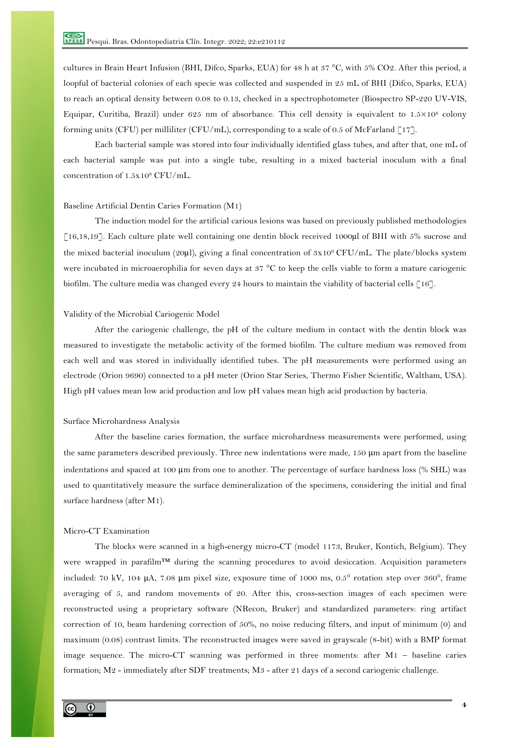cultures in Brain Heart Infusion (BHI, Difco, Sparks, EUA) for 48 h at 37 °C, with 5% CO2. After this period, a loopful of bacterial colonies of each specie was collected and suspended in 25 mL of BHI (Difco, Sparks, EUA) to reach an optical density between 0.08 to 0.13, checked in a spectrophotometer (Biospectro SP-220 UV-VIS, Equipar, Curitiba, Brazil) under 625 nm of absorbance. This cell density is equivalent to $1.5\times10^8$ colony forming units (CFU) per milliliter (CFU/mL), corresponding to a scale of 0.5 of McFarland [17].

Each bacterial sample was stored into four individually identified glass tubes, and after that, one mL of each bacterial sample was put into a single tube, resulting in a mixed bacterial inoculum with a final concentration of $1.5\text{x}10^8$ CFU/mL.

### Baseline Artificial Dentin Caries Formation (M1)

The induction model for the artificial carious lesions was based on previously published methodologies [16,18,19]. Each culture plate well containing one dentin block received 1000μl of BHI with 5% sucrose and the mixed bacterial inoculum (20μl), giving a final concentration of $3\text{x}10^6$ CFU/mL. The plate/blocks system were incubated in microaerophilia for seven days at 37 °C to keep the cells viable to form a mature cariogenic biofilm. The culture media was changed every 24 hours to maintain the viability of bacterial cells [16].

### Validity of the Microbial Cariogenic Model

After the cariogenic challenge, the pH of the culture medium in contact with the dentin block was measured to investigate the metabolic activity of the formed biofilm. The culture medium was removed from each well and was stored in individually identified tubes. The pH measurements were performed using an electrode (Orion 9690) connected to a pH meter (Orion Star Series, Thermo Fisher Scientific, Waltham, USA). High pH values mean low acid production and low pH values mean high acid production by bacteria.

### Surface Microhardness Analysis

After the baseline caries formation, the surface microhardness measurements were performed, using the same parameters described previously. Three new indentations were made, 150 μm apart from the baseline indentations and spaced at 100 μm from one to another. The percentage of surface hardness loss (% SHL) was used to quantitatively measure the surface demineralization of the specimens, considering the initial and final surface hardness (after M1).

### Micro-CT Examination

The blocks were scanned in a high-energy micro-CT (model 1173, Bruker, Kontich, Belgium). They were wrapped in parafilm™ during the scanning procedures to avoid desiccation. Acquisition parameters included: 70 kV, 104 μA, 7.08 μm pixel size, exposure time of 1000 ms, 0.5° rotation step over 360°, frame averaging of 5, and random movements of 20. After this, cross-section images of each specimen were reconstructed using a proprietary software (NRecon, Bruker) and standardized parameters: ring artifact correction of 10, beam hardening correction of 50%, no noise reducing filters, and input of minimum (0) and maximum (0.08) contrast limits. The reconstructed images were saved in grayscale (8-bit) with a BMP format image sequence. The micro-CT scanning was performed in three moments: after M1 – baseline caries formation; M2 - immediately after SDF treatments; M3 - after 21 days of a second cariogenic challenge.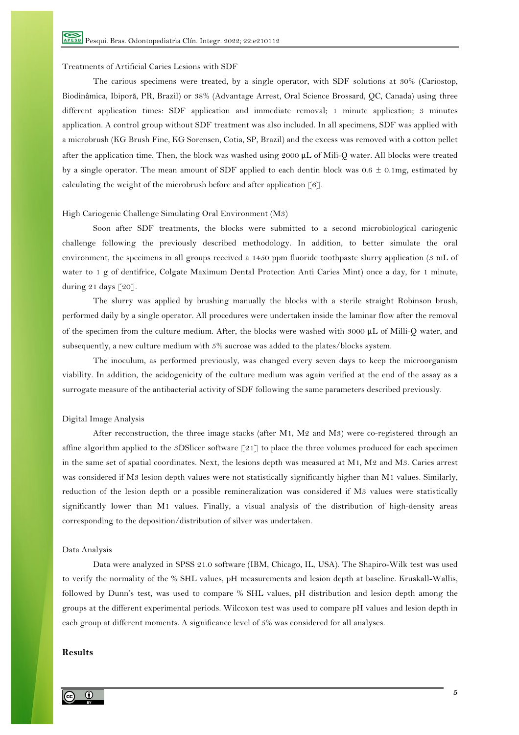Treatments of Artificial Caries Lesions with SDF

The carious specimens were treated, by a single operator, with SDF solutions at 30% (Cariostop, Biodinâmica, Ibiporã, PR, Brazil) or 38% (Advantage Arrest, Oral Science Brossard, QC, Canada) using three different application times: SDF application and immediate removal; 1 minute application; 3 minutes application. A control group without SDF treatment was also included. In all specimens, SDF was applied with a microbrush (KG Brush Fine, KG Sorensen, Cotia, SP, Brazil) and the excess was removed with a cotton pellet after the application time. Then, the block was washed using 2000 μL of Mili-Q water. All blocks were treated by a single operator. The mean amount of SDF applied to each dentin block was 0.6 ± 0.1mg, estimated by calculating the weight of the microbrush before and after application [6].

High Cariogenic Challenge Simulating Oral Environment (M3)

Soon after SDF treatments, the blocks were submitted to a second microbiological cariogenic challenge following the previously described methodology. In addition, to better simulate the oral environment, the specimens in all groups received a 1450 ppm fluoride toothpaste slurry application (3 mL of water to 1 g of dentifrice, Colgate Maximum Dental Protection Anti Caries Mint) once a day, for 1 minute, during 21 days [20].

The slurry was applied by brushing manually the blocks with a sterile straight Robinson brush, performed daily by a single operator. All procedures were undertaken inside the laminar flow after the removal of the specimen from the culture medium. After, the blocks were washed with 3000 μL of Milli-Q water, and subsequently, a new culture medium with 5% sucrose was added to the plates/blocks system.

The inoculum, as performed previously, was changed every seven days to keep the microorganism viability. In addition, the acidogenicity of the culture medium was again verified at the end of the assay as a surrogate measure of the antibacterial activity of SDF following the same parameters described previously.

Digital Image Analysis

After reconstruction, the three image stacks (after M1, M2 and M3) were co-registered through an affine algorithm applied to the 3DSlicer software [21] to place the three volumes produced for each specimen in the same set of spatial coordinates. Next, the lesions depth was measured at M1, M2 and M3. Caries arrest was considered if M3 lesion depth values were not statistically significantly higher than M1 values. Similarly, reduction of the lesion depth or a possible remineralization was considered if M3 values were statistically significantly lower than M1 values. Finally, a visual analysis of the distribution of high-density areas corresponding to the deposition/distribution of silver was undertaken.

Data Analysis

Data were analyzed in SPSS 21.0 software (IBM, Chicago, IL, USA). The Shapiro-Wilk test was used to verify the normality of the % SHL values, pH measurements and lesion depth at baseline. Kruskall-Wallis, followed by Dunn's test, was used to compare % SHL values, pH distribution and lesion depth among the groups at the different experimental periods. Wilcoxon test was used to compare pH values and lesion depth in each group at different moments. A significance level of 5% was considered for all analyses.

## Results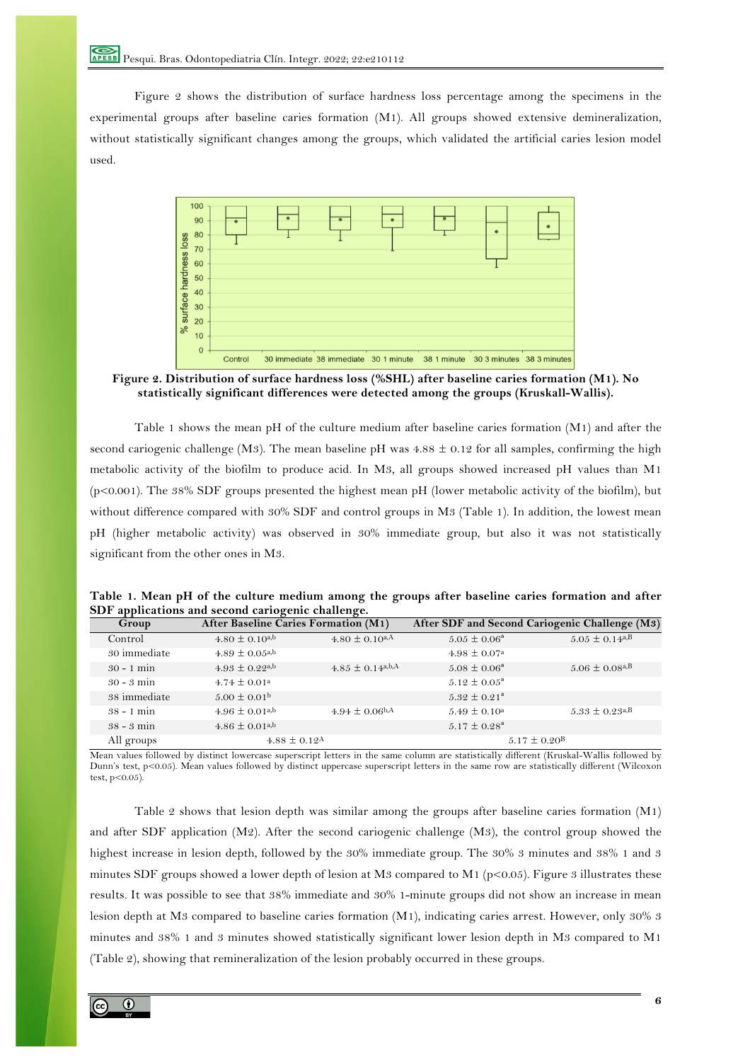Figure 2 shows the distribution of surface hardness loss percentage among the specimens in the experimental groups after baseline caries formation (M1). All groups showed extensive demineralization, without statistically significant changes among the groups, which validated the artificial caries lesion model used.

**Figure 2. Distribution of surface hardness loss (%SHL) after baseline caries formation (M1). No statistically significant differences were detected among the groups (Kruskall-Wallis).**

Table 1 shows the mean pH of the culture medium after baseline caries formation (M1) and after the second cariogenic challenge (M3). The mean baseline pH was 4.88 ± 0.12 for all samples, confirming the high metabolic activity of the biofilm to produce acid. In M3, all groups showed increased pH values than M1 ($p<0.001$). The 38% SDF groups presented the highest mean pH (lower metabolic activity of the biofilm), but without difference compared with 30% SDF and control groups in M3 (Table 1). In addition, the lowest mean pH (higher metabolic activity) was observed in 30% immediate group, but also it was not statistically significant from the other ones in M3.

**Table 1. Mean pH of the culture medium among the groups after baseline caries formation and after SDF applications and second cariogenic challenge.**

| Group | After Baseline Caries Formation (M1) | | After SDF and Second Cariogenic Challenge (M3) | |
|---|---|---|---|---|
| Control | $4.80 \pm 0.10^{a,b}$ | $4.80 \pm 0.10^{a,A}$ | $5.05 \pm 0.06^{a}$ | $5.05 \pm 0.14^{a,B}$ |
| 30 immediate | $4.89 \pm 0.05^{a,b}$ | | $4.98 \pm 0.07^{a}$ | |
| 30 - 1 min | $4.93 \pm 0.22^{a,b}$ | $4.85 \pm 0.14^{a,b,A}$ | $5.08 \pm 0.06^{a}$ | $5.06 \pm 0.08^{a,B}$ |
| 30 - 3 min | $4.74 \pm 0.01^{a}$ | | $5.12 \pm 0.05^{a}$ | |
| 38 immediate | $5.00 \pm 0.01^{b}$ | | $5.32 \pm 0.21^{a}$ | |
| 38 - 1 min | $4.96 \pm 0.01^{a,b}$ | $4.94 \pm 0.06^{b,A}$ | $5.49 \pm 0.10^{a}$ | $5.33 \pm 0.23^{a,B}$ |
| 38 - 3 min | $4.86 \pm 0.01^{a,b}$ | | $5.17 \pm 0.28^{a}$ | |
| All groups | $4.88 \pm 0.12^{A}$ | | $5.17 \pm 0.20^{B}$ | |

Mean values followed by distinct lowercase superscript letters in the same column are statistically different (Kruskal-Wallis followed by Dunn's test, $p<0.05$). Mean values followed by distinct uppercase superscript letters in the same row are statistically different (Wilcoxon test, $p<0.05$).

Table 2 shows that lesion depth was similar among the groups after baseline caries formation (M1) and after SDF application (M2). After the second cariogenic challenge (M3), the control group showed the highest increase in lesion depth, followed by the 30% immediate group. The 30% 3 minutes and 38% 1 and 3 minutes SDF groups showed a lower depth of lesion at M3 compared to M1 ($p<0.05$). Figure 3 illustrates these results. It was possible to see that 38% immediate and 30% 1-minute groups did not show an increase in mean lesion depth at M3 compared to baseline caries formation (M1), indicating caries arrest. However, only 30% 3 minutes and 38% 1 and 3 minutes showed statistically significant lower lesion depth in M3 compared to M1 (Table 2), showing that remineralization of the lesion probably occurred in these groups.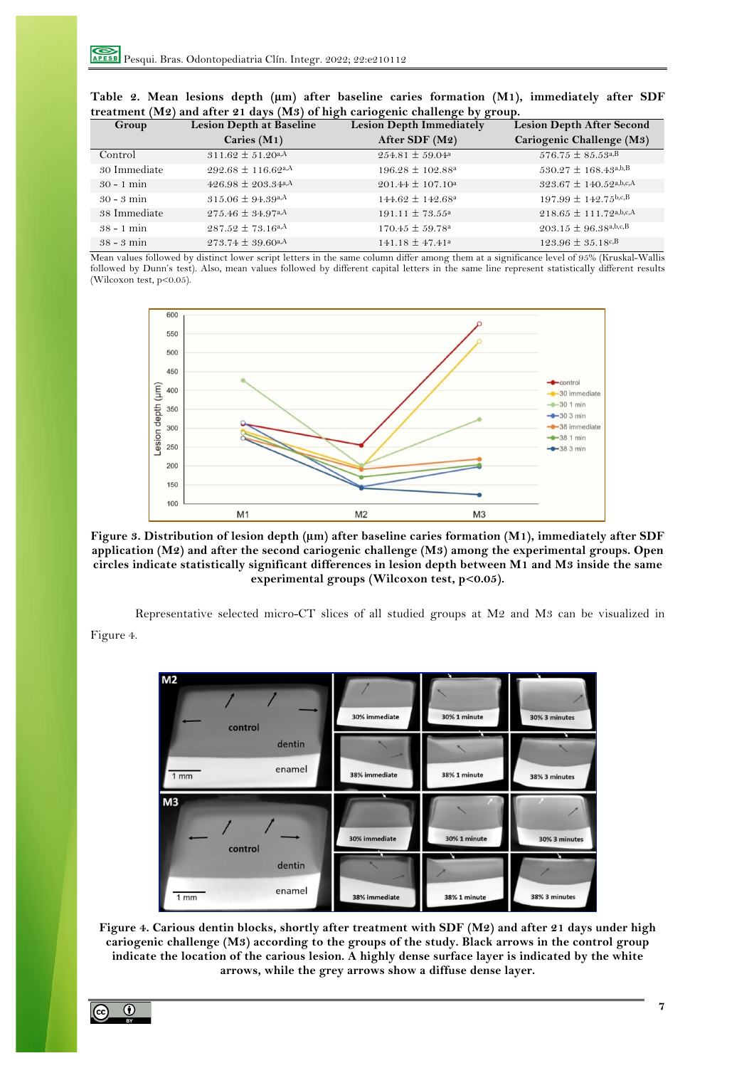**Table 2. Mean lesions depth (µm) after baseline caries formation (M1), immediately after SDF treatment (M2) and after 21 days (M3) of high cariogenic challenge by group.**

| Group | Lesion Depth at Baseline Caries (M1) | Lesion Depth Immediately After SDF (M2) | Lesion Depth After Second Cariogenic Challenge (M3) |
|---|---|---|---|
| Control | 311.62 ± 51.20[a,A] | 254.81 ± 59.04[a] | 576.75 ± 85.53[a,B] |
| 30 Immediate | 292.68 ± 116.62[a,A] | 196.28 ± 102.88[a] | 530.27 ± 168.43[a,b,B] |
| 30 - 1 min | 426.98 ± 203.34[a,A] | 201.44 ± 107.10[a] | 323.67 ± 140.52[a,b,c,A] |
| 30 - 3 min | 315.06 ± 94.39[a,A] | 144.62 ± 142.68[a] | 197.99 ± 142.75[b,c,B] |
| 38 Immediate | 275.46 ± 34.97[a,A] | 191.11 ± 73.55[a] | 218.65 ± 111.72[a,b,c,A] |
| 38 - 1 min | 287.52 ± 73.16[a,A] | 170.45 ± 59.78[a] | 203.15 ± 96.38[a,b,c,B] |
| 38 - 3 min | 273.74 ± 39.60[a,A] | 141.18 ± 47.41[a] | 123.96 ± 35.18[c,B] |

Mean values followed by distinct lower script letters in the same column differ among them at a significance level of 95% (Kruskal-Wallis followed by Dunn's test). Also, mean values followed by different capital letters in the same line represent statistically different results (Wilcoxon test, $p<0.05$).

**Figure 3. Distribution of lesion depth (µm) after baseline caries formation (M1), immediately after SDF application (M2) and after the second cariogenic challenge (M3) among the experimental groups. Open circles indicate statistically significant differences in lesion depth between M1 and M3 inside the same experimental groups (Wilcoxon test, $p<0.05$).**

Representative selected micro-CT slices of all studied groups at M2 and M3 can be visualized in Figure 4.

**Figure 4. Carious dentin blocks, shortly after treatment with SDF (M2) and after 21 days under high cariogenic challenge (M3) according to the groups of the study. Black arrows in the control group indicate the location of the carious lesion. A highly dense surface layer is indicated by the white arrows, while the grey arrows show a diffuse dense layer.**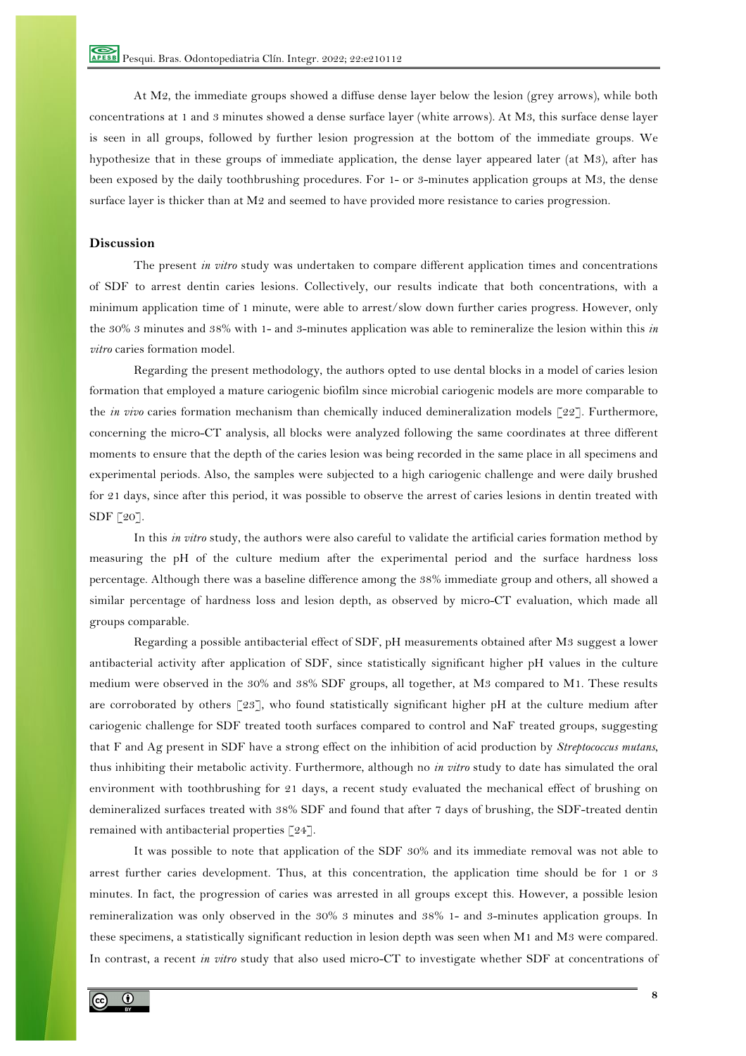At M2, the immediate groups showed a diffuse dense layer below the lesion (grey arrows), while both concentrations at 1 and 3 minutes showed a dense surface layer (white arrows). At M3, this surface dense layer is seen in all groups, followed by further lesion progression at the bottom of the immediate groups. We hypothesize that in these groups of immediate application, the dense layer appeared later (at M3), after has been exposed by the daily toothbrushing procedures. For 1- or 3-minutes application groups at M3, the dense surface layer is thicker than at M2 and seemed to have provided more resistance to caries progression.

## Discussion

The present *in vitro* study was undertaken to compare different application times and concentrations of SDF to arrest dentin caries lesions. Collectively, our results indicate that both concentrations, with a minimum application time of 1 minute, were able to arrest/slow down further caries progress. However, only the 30% 3 minutes and 38% with 1- and 3-minutes application was able to remineralize the lesion within this *in vitro* caries formation model.

Regarding the present methodology, the authors opted to use dental blocks in a model of caries lesion formation that employed a mature cariogenic biofilm since microbial cariogenic models are more comparable to the *in vivo* caries formation mechanism than chemically induced demineralization models [22]. Furthermore, concerning the micro-CT analysis, all blocks were analyzed following the same coordinates at three different moments to ensure that the depth of the caries lesion was being recorded in the same place in all specimens and experimental periods. Also, the samples were subjected to a high cariogenic challenge and were daily brushed for 21 days, since after this period, it was possible to observe the arrest of caries lesions in dentin treated with SDF [20].

In this *in vitro* study, the authors were also careful to validate the artificial caries formation method by measuring the pH of the culture medium after the experimental period and the surface hardness loss percentage. Although there was a baseline difference among the 38% immediate group and others, all showed a similar percentage of hardness loss and lesion depth, as observed by micro-CT evaluation, which made all groups comparable.

Regarding a possible antibacterial effect of SDF, pH measurements obtained after M3 suggest a lower antibacterial activity after application of SDF, since statistically significant higher pH values in the culture medium were observed in the 30% and 38% SDF groups, all together, at M3 compared to M1. These results are corroborated by others [23], who found statistically significant higher pH at the culture medium after cariogenic challenge for SDF treated tooth surfaces compared to control and NaF treated groups, suggesting that F and Ag present in SDF have a strong effect on the inhibition of acid production by *Streptococcus mutans*, thus inhibiting their metabolic activity. Furthermore, although no *in vitro* study to date has simulated the oral environment with toothbrushing for 21 days, a recent study evaluated the mechanical effect of brushing on demineralized surfaces treated with 38% SDF and found that after 7 days of brushing, the SDF-treated dentin remained with antibacterial properties [24].

It was possible to note that application of the SDF 30% and its immediate removal was not able to arrest further caries development. Thus, at this concentration, the application time should be for 1 or 3 minutes. In fact, the progression of caries was arrested in all groups except this. However, a possible lesion remineralization was only observed in the 30% 3 minutes and 38% 1- and 3-minutes application groups. In these specimens, a statistically significant reduction in lesion depth was seen when M1 and M3 were compared. In contrast, a recent *in vitro* study that also used micro-CT to investigate whether SDF at concentrations of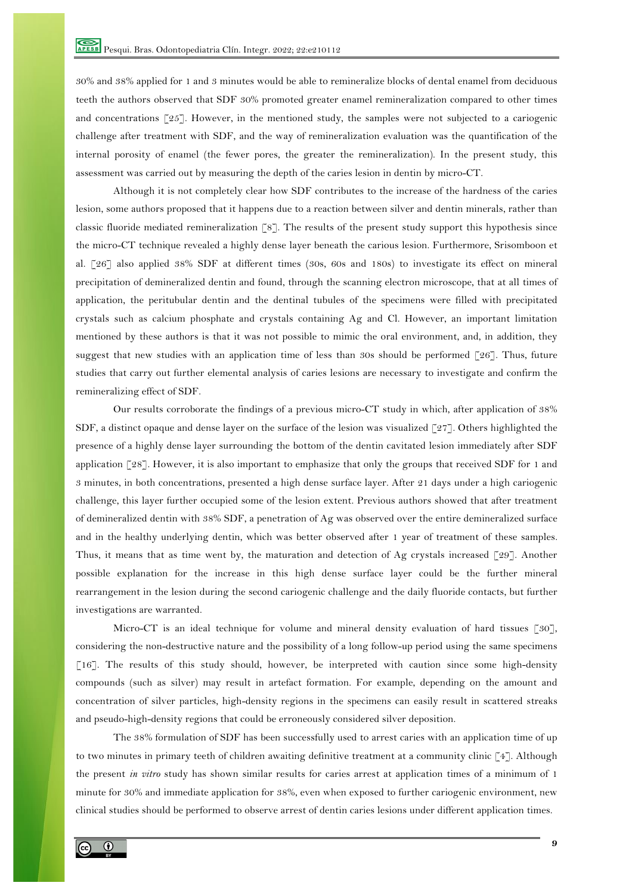30% and 38% applied for 1 and 3 minutes would be able to remineralize blocks of dental enamel from deciduous teeth the authors observed that SDF 30% promoted greater enamel remineralization compared to other times and concentrations [25]. However, in the mentioned study, the samples were not subjected to a cariogenic challenge after treatment with SDF, and the way of remineralization evaluation was the quantification of the internal porosity of enamel (the fewer pores, the greater the remineralization). In the present study, this assessment was carried out by measuring the depth of the caries lesion in dentin by micro-CT.

Although it is not completely clear how SDF contributes to the increase of the hardness of the caries lesion, some authors proposed that it happens due to a reaction between silver and dentin minerals, rather than classic fluoride mediated remineralization [8]. The results of the present study support this hypothesis since the micro-CT technique revealed a highly dense layer beneath the carious lesion. Furthermore, Srisomboon et al. [26] also applied 38% SDF at different times (30s, 60s and 180s) to investigate its effect on mineral precipitation of demineralized dentin and found, through the scanning electron microscope, that at all times of application, the peritubular dentin and the dentinal tubules of the specimens were filled with precipitated crystals such as calcium phosphate and crystals containing Ag and Cl. However, an important limitation mentioned by these authors is that it was not possible to mimic the oral environment, and, in addition, they suggest that new studies with an application time of less than 30s should be performed [26]. Thus, future studies that carry out further elemental analysis of caries lesions are necessary to investigate and confirm the remineralizing effect of SDF.

Our results corroborate the findings of a previous micro-CT study in which, after application of 38% SDF, a distinct opaque and dense layer on the surface of the lesion was visualized [27]. Others highlighted the presence of a highly dense layer surrounding the bottom of the dentin cavitated lesion immediately after SDF application [28]. However, it is also important to emphasize that only the groups that received SDF for 1 and 3 minutes, in both concentrations, presented a high dense surface layer. After 21 days under a high cariogenic challenge, this layer further occupied some of the lesion extent. Previous authors showed that after treatment of demineralized dentin with 38% SDF, a penetration of Ag was observed over the entire demineralized surface and in the healthy underlying dentin, which was better observed after 1 year of treatment of these samples. Thus, it means that as time went by, the maturation and detection of Ag crystals increased [29]. Another possible explanation for the increase in this high dense surface layer could be the further mineral rearrangement in the lesion during the second cariogenic challenge and the daily fluoride contacts, but further investigations are warranted.

Micro-CT is an ideal technique for volume and mineral density evaluation of hard tissues [30], considering the non-destructive nature and the possibility of a long follow-up period using the same specimens [16]. The results of this study should, however, be interpreted with caution since some high-density compounds (such as silver) may result in artefact formation. For example, depending on the amount and concentration of silver particles, high-density regions in the specimens can easily result in scattered streaks and pseudo-high-density regions that could be erroneously considered silver deposition.

The 38% formulation of SDF has been successfully used to arrest caries with an application time of up to two minutes in primary teeth of children awaiting definitive treatment at a community clinic [4]. Although the present *in vitro* study has shown similar results for caries arrest at application times of a minimum of 1 minute for 30% and immediate application for 38%, even when exposed to further cariogenic environment, new clinical studies should be performed to observe arrest of dentin caries lesions under different application times.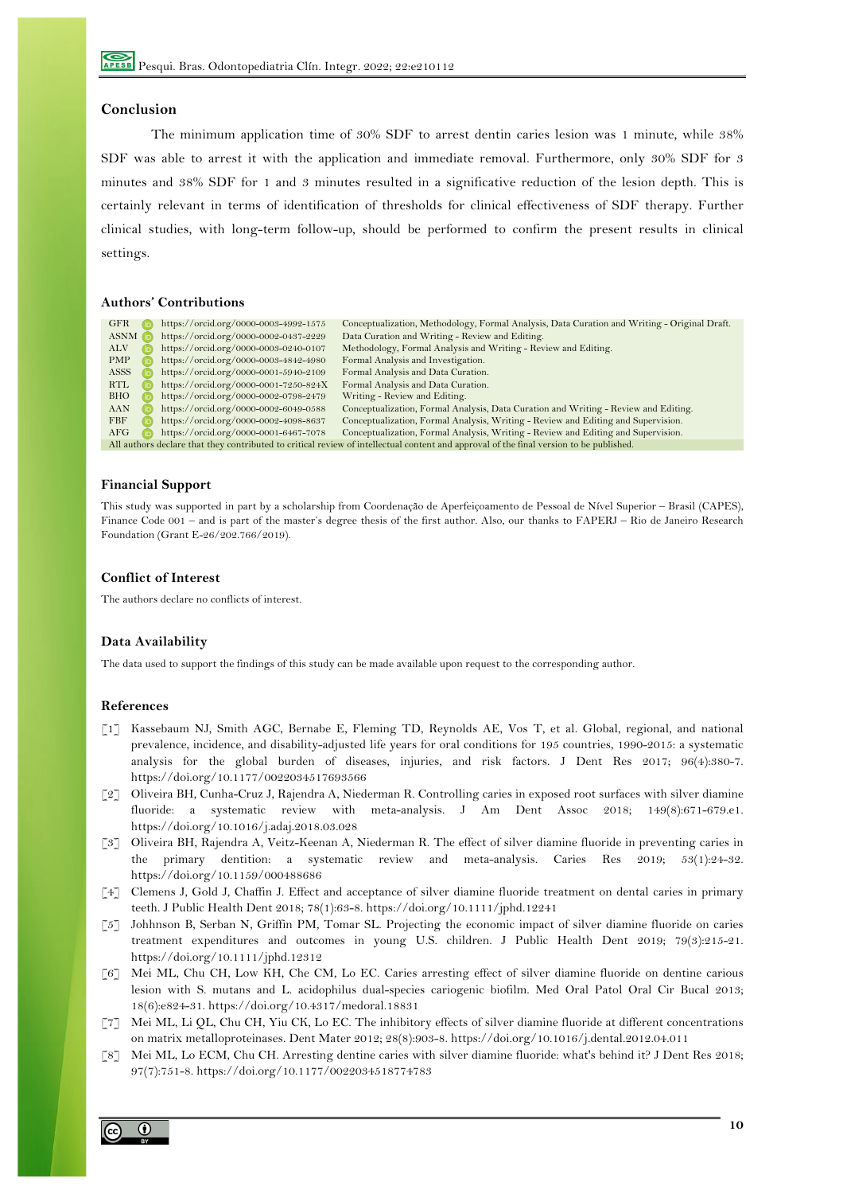## Conclusion

The minimum application time of 30% SDF to arrest dentin caries lesion was 1 minute, while 38% SDF was able to arrest it with the application and immediate removal. Furthermore, only 30% SDF for 3 minutes and 38% SDF for 1 and 3 minutes resulted in a significative reduction of the lesion depth. This is certainly relevant in terms of identification of thresholds for clinical effectiveness of SDF therapy. Further clinical studies, with long-term follow-up, should be performed to confirm the present results in clinical settings.

## Authors' Contributions

| | | |
|---|---|---|
| GFR | https://orcid.org/0000-0003-4992-1575 | Conceptualization, Methodology, Formal Analysis, Data Curation and Writing - Original Draft. |
| ASNM | https://orcid.org/0000-0002-0437-2229 | Data Curation and Writing - Review and Editing. |
| ALV | https://orcid.org/0000-0003-0240-0107 | Methodology, Formal Analysis and Writing - Review and Editing. |
| PMP | https://orcid.org/0000-0003-4842-4980 | Formal Analysis and Investigation. |
| ASSS | https://orcid.org/0000-0001-5940-2109 | Formal Analysis and Data Curation. |
| RTL | https://orcid.org/0000-0001-7250-824X | Formal Analysis and Data Curation. |
| BHO | https://orcid.org/0000-0002-0798-2479 | Writing - Review and Editing. |
| AAN | https://orcid.org/0000-0002-6049-0588 | Conceptualization, Formal Analysis, Data Curation and Writing - Review and Editing. |
| FBF | https://orcid.org/0000-0002-4098-8637 | Conceptualization, Formal Analysis, Writing - Review and Editing and Supervision. |
| AFG | https://orcid.org/0000-0001-6467-7078 | Conceptualization, Formal Analysis, Writing - Review and Editing and Supervision. |

All authors declare that they contributed to critical review of intellectual content and approval of the final version to be published.

## Financial Support

This study was supported in part by a scholarship from Coordenação de Aperfeiçoamento de Pessoal de Nível Superior – Brasil (CAPES), Finance Code 001 – and is part of the master's degree thesis of the first author. Also, our thanks to FAPERJ – Rio de Janeiro Research Foundation (Grant E-26/202.766/2019).

## Conflict of Interest

The authors declare no conflicts of interest.

## Data Availability

The data used to support the findings of this study can be made available upon request to the corresponding author.

## References

[1] Kassebaum NJ, Smith AGC, Bernabe E, Fleming TD, Reynolds AE, Vos T, et al. Global, regional, and national prevalence, incidence, and disability-adjusted life years for oral conditions for 195 countries, 1990-2015: a systematic analysis for the global burden of diseases, injuries, and risk factors. J Dent Res 2017; 96(4):380-7. https://doi.org/10.1177/0022034517693566

[2] Oliveira BH, Cunha-Cruz J, Rajendra A, Niederman R. Controlling caries in exposed root surfaces with silver diamine fluoride: a systematic review with meta-analysis. J Am Dent Assoc 2018; 149(8):671-679.e1. https://doi.org/10.1016/j.adaj.2018.03.028

[3] Oliveira BH, Rajendra A, Veitz-Keenan A, Niederman R. The effect of silver diamine fluoride in preventing caries in the primary dentition: a systematic review and meta-analysis. Caries Res 2019; 53(1):24-32. https://doi.org/10.1159/000488686

[4] Clemens J, Gold J, Chaffin J. Effect and acceptance of silver diamine fluoride treatment on dental caries in primary teeth. J Public Health Dent 2018; 78(1):63-8. https://doi.org/10.1111/jphd.12241

[5] Johhnson B, Serban N, Griffin PM, Tomar SL. Projecting the economic impact of silver diamine fluoride on caries treatment expenditures and outcomes in young U.S. children. J Public Health Dent 2019; 79(3):215-21. https://doi.org/10.1111/jphd.12312

[6] Mei ML, Chu CH, Low KH, Che CM, Lo EC. Caries arresting effect of silver diamine fluoride on dentine carious lesion with S. mutans and L. acidophilus dual-species cariogenic biofilm. Med Oral Patol Oral Cir Bucal 2013; 18(6):e824-31. https://doi.org/10.4317/medoral.18831

[7] Mei ML, Li QL, Chu CH, Yiu CK, Lo EC. The inhibitory effects of silver diamine fluoride at different concentrations on matrix metalloproteinases. Dent Mater 2012; 28(8):903-8. https://doi.org/10.1016/j.dental.2012.04.011

[8] Mei ML, Lo ECM, Chu CH. Arresting dentine caries with silver diamine fluoride: what's behind it? J Dent Res 2018; 97(7):751-8. https://doi.org/10.1177/0022034518774783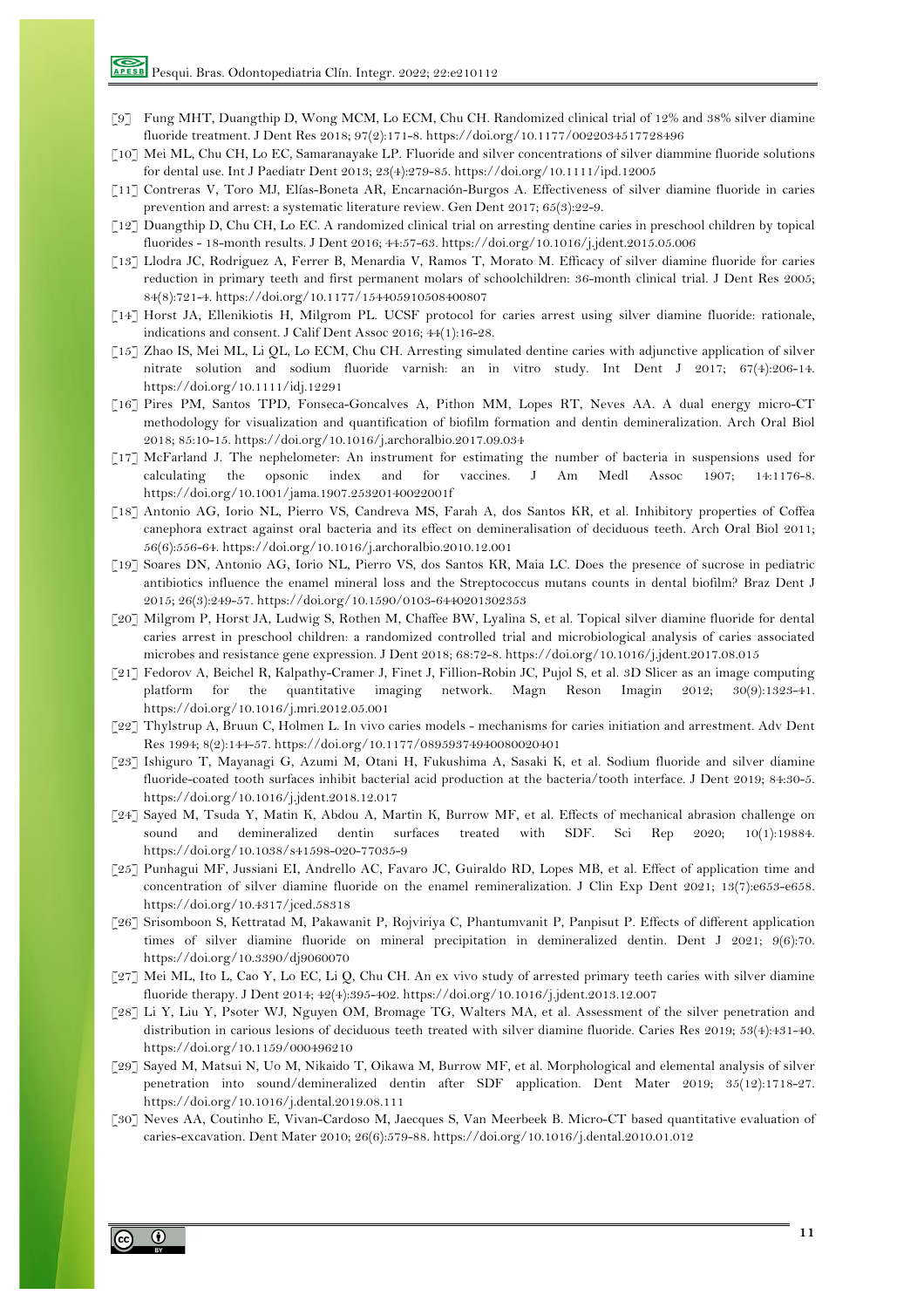[9] Fung MHT, Duangthip D, Wong MCM, Lo ECM, Chu CH. Randomized clinical trial of 12% and 38% silver diamine fluoride treatment. J Dent Res 2018; 97(2):171-8. https://doi.org/10.1177/0022034517728496

[10] Mei ML, Chu CH, Lo EC, Samaranayake LP. Fluoride and silver concentrations of silver diammine fluoride solutions for dental use. Int J Paediatr Dent 2013; 23(4):279-85. https://doi.org/10.1111/ipd.12005

[11] Contreras V, Toro MJ, Elías-Boneta AR, Encarnación-Burgos A. Effectiveness of silver diamine fluoride in caries prevention and arrest: a systematic literature review. Gen Dent 2017; 65(3):22-9.

[12] Duangthip D, Chu CH, Lo EC. A randomized clinical trial on arresting dentine caries in preschool children by topical fluorides - 18-month results. J Dent 2016; 44:57-63. https://doi.org/10.1016/j.jdent.2015.05.006

[13] Llodra JC, Rodriguez A, Ferrer B, Menardia V, Ramos T, Morato M. Efficacy of silver diamine fluoride for caries reduction in primary teeth and first permanent molars of schoolchildren: 36-month clinical trial. J Dent Res 2005; 84(8):721-4. https://doi.org/10.1177/154405910508400807

[14] Horst JA, Ellenikiotis H, Milgrom PL. UCSF protocol for caries arrest using silver diamine fluoride: rationale, indications and consent. J Calif Dent Assoc 2016; 44(1):16-28.

[15] Zhao IS, Mei ML, Li QL, Lo ECM, Chu CH. Arresting simulated dentine caries with adjunctive application of silver nitrate solution and sodium fluoride varnish: an in vitro study. Int Dent J 2017; 67(4):206-14. https://doi.org/10.1111/idj.12291

[16] Pires PM, Santos TPD, Fonseca-Goncalves A, Pithon MM, Lopes RT, Neves AA. A dual energy micro-CT methodology for visualization and quantification of biofilm formation and dentin demineralization. Arch Oral Biol 2018; 85:10-15. https://doi.org/10.1016/j.archoralbio.2017.09.034

[17] McFarland J. The nephelometer: An instrument for estimating the number of bacteria in suspensions used for calculating the opsonic index and for vaccines. J Am Medl Assoc 1907; 14:1176-8. https://doi.org/10.1001/jama.1907.25320140022001f

[18] Antonio AG, Iorio NL, Pierro VS, Candreva MS, Farah A, dos Santos KR, et al. Inhibitory properties of Coffea canephora extract against oral bacteria and its effect on demineralisation of deciduous teeth. Arch Oral Biol 2011; 56(6):556-64. https://doi.org/10.1016/j.archoralbio.2010.12.001

[19] Soares DN, Antonio AG, Iorio NL, Pierro VS, dos Santos KR, Maia LC. Does the presence of sucrose in pediatric antibiotics influence the enamel mineral loss and the Streptococcus mutans counts in dental biofilm? Braz Dent J 2015; 26(3):249-57. https://doi.org/10.1590/0103-6440201302353

[20] Milgrom P, Horst JA, Ludwig S, Rothen M, Chaffee BW, Lyalina S, et al. Topical silver diamine fluoride for dental caries arrest in preschool children: a randomized controlled trial and microbiological analysis of caries associated microbes and resistance gene expression. J Dent 2018; 68:72-8. https://doi.org/10.1016/j.jdent.2017.08.015

[21] Fedorov A, Beichel R, Kalpathy-Cramer J, Finet J, Fillion-Robin JC, Pujol S, et al. 3D Slicer as an image computing platform for the quantitative imaging network. Magn Reson Imagin 2012; 30(9):1323-41. https://doi.org/10.1016/j.mri.2012.05.001

[22] Thylstrup A, Bruun C, Holmen L. In vivo caries models - mechanisms for caries initiation and arrestment. Adv Dent Res 1994; 8(2):144-57. https://doi.org/10.1177/08959374940080020401

[23] Ishiguro T, Mayanagi G, Azumi M, Otani H, Fukushima A, Sasaki K, et al. Sodium fluoride and silver diamine fluoride-coated tooth surfaces inhibit bacterial acid production at the bacteria/tooth interface. J Dent 2019; 84:30-5. https://doi.org/10.1016/j.jdent.2018.12.017

[24] Sayed M, Tsuda Y, Matin K, Abdou A, Martin K, Burrow MF, et al. Effects of mechanical abrasion challenge on sound and demineralized dentin surfaces treated with SDF. Sci Rep 2020; 10(1):19884. https://doi.org/10.1038/s41598-020-77035-9

[25] Punhagui MF, Jussiani EI, Andrello AC, Favaro JC, Guiraldo RD, Lopes MB, et al. Effect of application time and concentration of silver diamine fluoride on the enamel remineralization. J Clin Exp Dent 2021; 13(7):e653-e658. https://doi.org/10.4317/jced.58318

[26] Srisomboon S, Kettratad M, Pakawanit P, Rojviriya C, Phantumvanit P, Panpisut P. Effects of different application times of silver diamine fluoride on mineral precipitation in demineralized dentin. Dent J 2021; 9(6):70. https://doi.org/10.3390/dj9060070

[27] Mei ML, Ito L, Cao Y, Lo EC, Li Q, Chu CH. An ex vivo study of arrested primary teeth caries with silver diamine fluoride therapy. J Dent 2014; 42(4):395-402. https://doi.org/10.1016/j.jdent.2013.12.007

[28] Li Y, Liu Y, Psoter WJ, Nguyen OM, Bromage TG, Walters MA, et al. Assessment of the silver penetration and distribution in carious lesions of deciduous teeth treated with silver diamine fluoride. Caries Res 2019; 53(4):431-40. https://doi.org/10.1159/000496210

[29] Sayed M, Matsui N, Uo M, Nikaido T, Oikawa M, Burrow MF, et al. Morphological and elemental analysis of silver penetration into sound/demineralized dentin after SDF application. Dent Mater 2019; 35(12):1718-27. https://doi.org/10.1016/j.dental.2019.08.111

[30] Neves AA, Coutinho E, Vivan-Cardoso M, Jaecques S, Van Meerbeek B. Micro-CT based quantitative evaluation of caries-excavation. Dent Mater 2010; 26(6):579-88. https://doi.org/10.1016/j.dental.2010.01.012